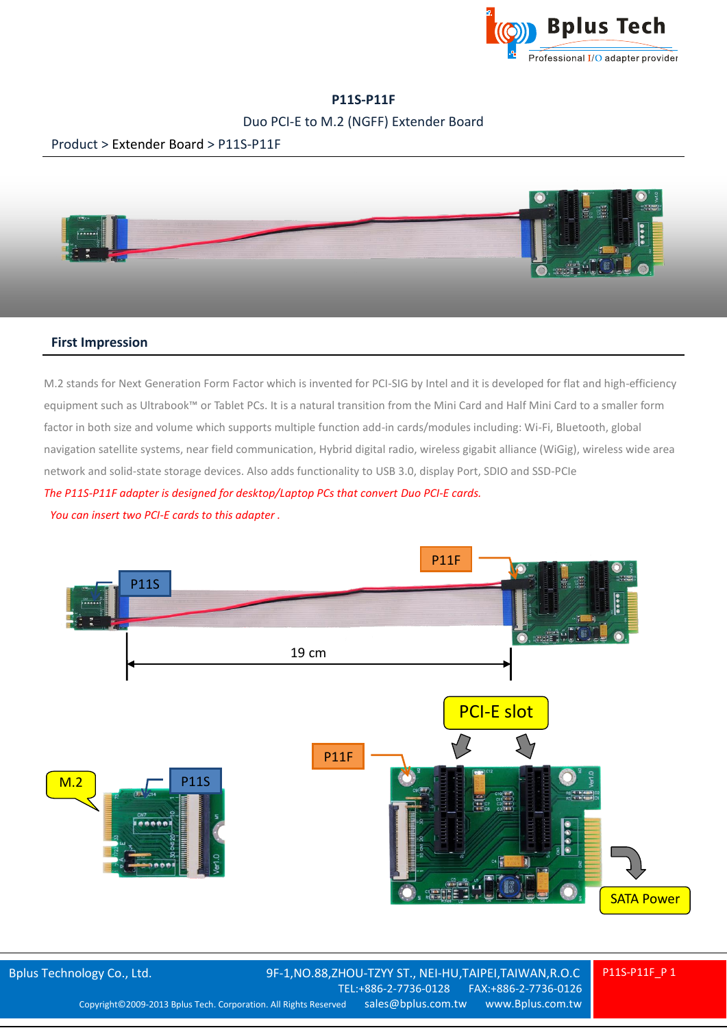# P11S-P11F

Duo PCI-E to M.2 (NGFF) Extender Board

Product > Extender Board > P11S-P11F

## First Impression

M.2 stands for Next Generation Form Factor which is invented for PCI-SIG by Intel and it is developed for flat and high-efficiency equipment such as Ultrabook™ or Tablet PCs. It is a natural transition from the Mini Card and Half Mini Card to a smaller form factor in both size and volume which supports multiple function add-in cards/modules including: Wi-Fi, Bluetooth, global navigation satellite systems, near field communication, Hybrid digital radio, wireless gigabit alliance (WiGig), wireless wide area network and solid-state storage devices. Also adds functionality to USB 3.0, display Port, SDIO and SSD-PCIe

*The P11S-P11F adapter is designed for desktop/Laptop PCs that convert Duo PCI-E cards.*

*You can insert two PCI-E cards to this adapter .*

P11S — P11F — 19 cm

M.2 — P11S — P11F — PCI-E slot — SATA Power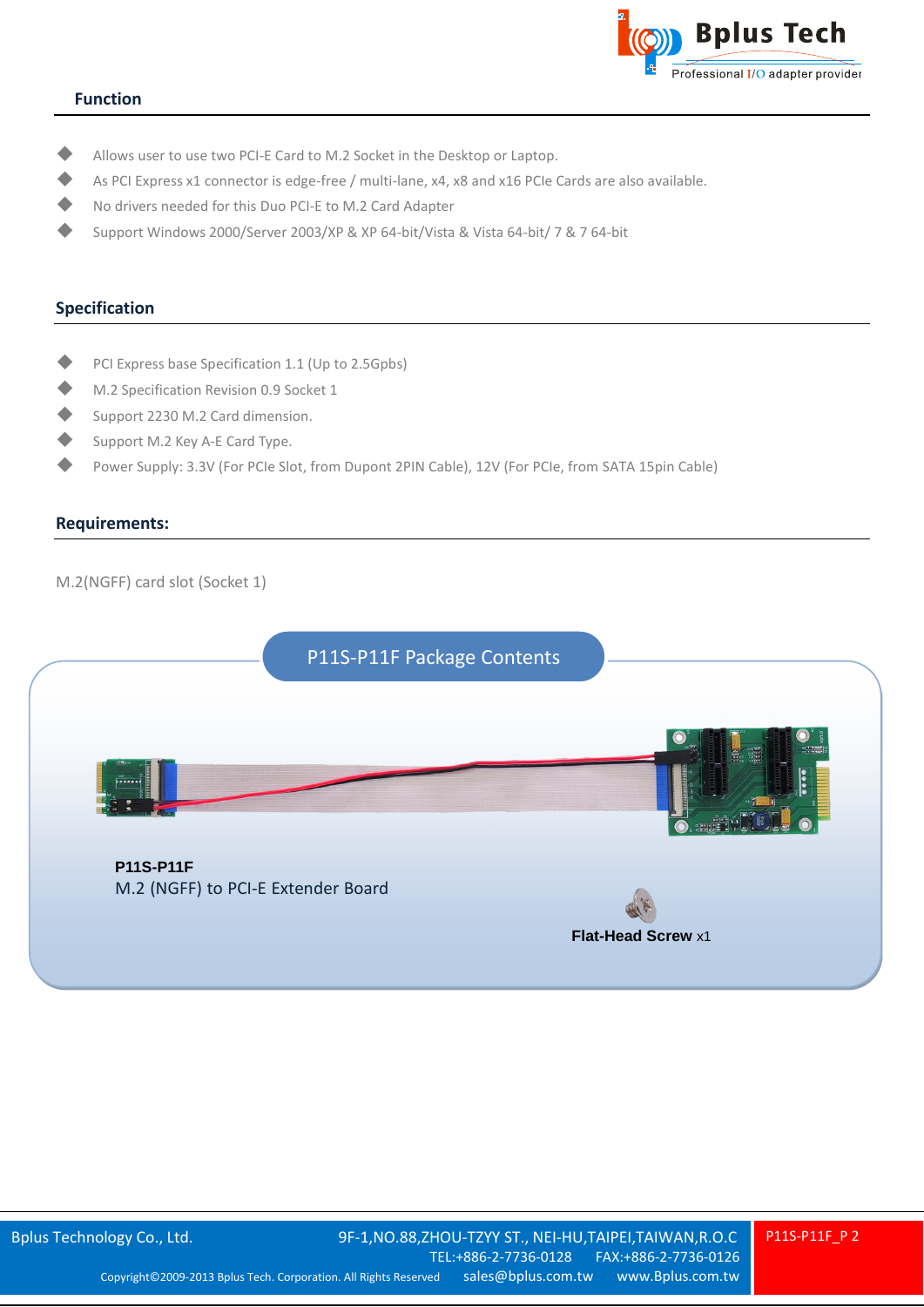## Function

- Allows user to use two PCI-E Card to M.2 Socket in the Desktop or Laptop.
- As PCI Express x1 connector is edge-free / multi-lane, x4, x8 and x16 PCIe Cards are also available.
- No drivers needed for this Duo PCI-E to M.2 Card Adapter
- Support Windows 2000/Server 2003/XP & XP 64-bit/Vista & Vista 64-bit/ 7 & 7 64-bit

## Specification

- PCI Express base Specification 1.1 (Up to 2.5Gpbs)
- M.2 Specification Revision 0.9 Socket 1
- Support 2230 M.2 Card dimension.
- Support M.2 Key A-E Card Type.
- Power Supply: 3.3V (For PCIe Slot, from Dupont 2PIN Cable), 12V (For PCIe, from SATA 15pin Cable)

## Requirements:

M.2(NGFF) card slot (Socket 1)

## P11S-P11F Package Contents

**P11S-P11F**
M.2 (NGFF) to PCI-E Extender Board

**Flat-Head Screw** x1

Bplus Technology Co., Ltd. 9F-1,NO.88,ZHOU-TZYY ST., NEI-HU,TAIPEI,TAIWAN,R.O.C
TEL:+886-2-7736-0128 FAX:+886-2-7736-0126
Copyright©2009-2013 Bplus Tech. Corporation. All Rights Reserved sales@bplus.com.tw www.Bplus.com.tw